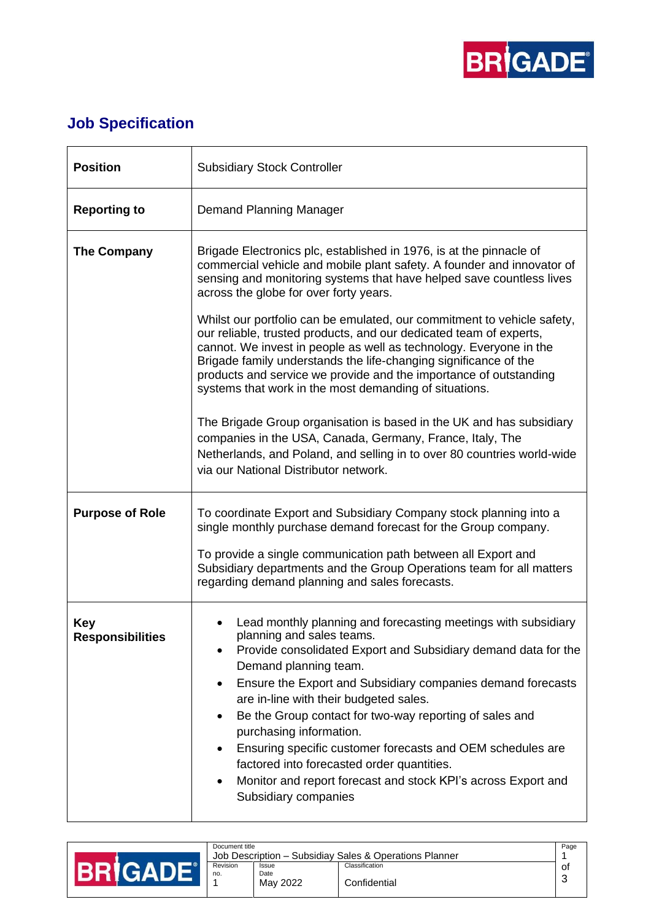# Job Specification

| | |
|---|---|
| **Position** | Subsidiary Stock Controller |
| **Reporting to** | Demand Planning Manager |
| **The Company** | Brigade Electronics plc, established in 1976, is at the pinnacle of commercial vehicle and mobile plant safety. A founder and innovator of sensing and monitoring systems that have helped save countless lives across the globe for over forty years.<br><br>Whilst our portfolio can be emulated, our commitment to vehicle safety, our reliable, trusted products, and our dedicated team of experts, cannot. We invest in people as well as technology. Everyone in the Brigade family understands the life-changing significance of the products and service we provide and the importance of outstanding systems that work in the most demanding of situations.<br><br>The Brigade Group organisation is based in the UK and has subsidiary companies in the USA, Canada, Germany, France, Italy, The Netherlands, and Poland, and selling in to over 80 countries world-wide via our National Distributor network. |
| **Purpose of Role** | To coordinate Export and Subsidiary Company stock planning into a single monthly purchase demand forecast for the Group company.<br><br>To provide a single communication path between all Export and Subsidiary departments and the Group Operations team for all matters regarding demand planning and sales forecasts. |
| **Key Responsibilities** | • Lead monthly planning and forecasting meetings with subsidiary planning and sales teams.<br>• Provide consolidated Export and Subsidiary demand data for the Demand planning team.<br>• Ensure the Export and Subsidiary companies demand forecasts are in-line with their budgeted sales.<br>• Be the Group contact for two-way reporting of sales and purchasing information.<br>• Ensuring specific customer forecasts and OEM schedules are factored into forecasted order quantities.<br>• Monitor and report forecast and stock KPI's across Export and Subsidiary companies |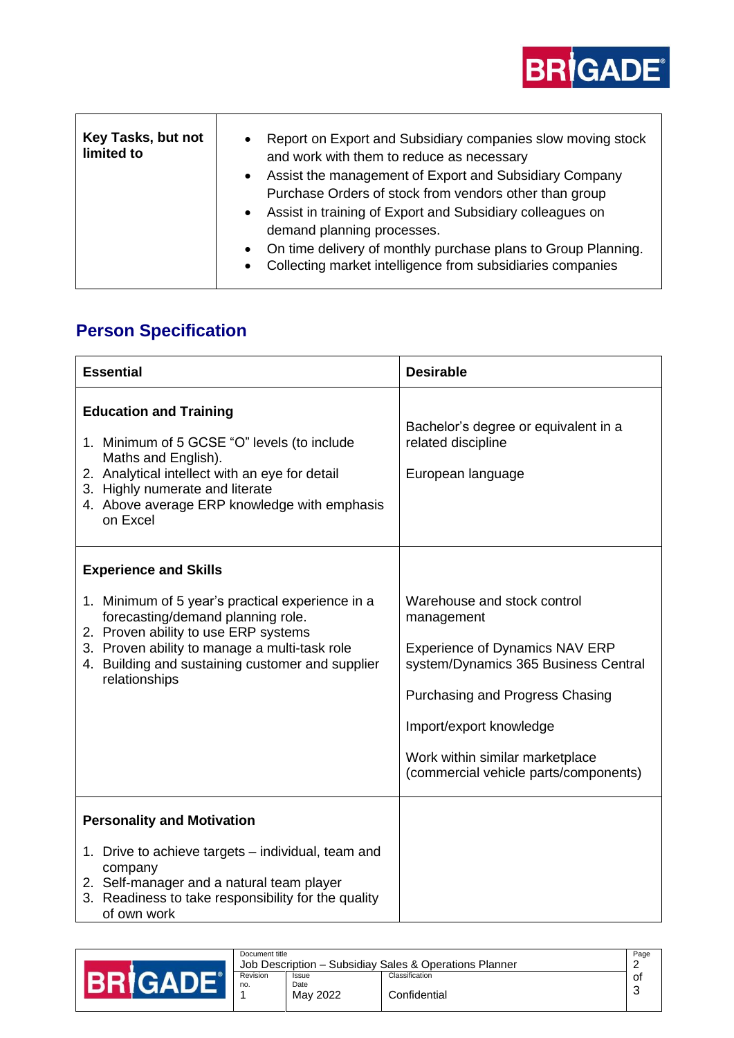| Key Tasks, but not limited to | • Report on Export and Subsidiary companies slow moving stock and work with them to reduce as necessary<br>• Assist the management of Export and Subsidiary Company Purchase Orders of stock from vendors other than group<br>• Assist in training of Export and Subsidiary colleagues on demand planning processes.<br>• On time delivery of monthly purchase plans to Group Planning.<br>• Collecting market intelligence from subsidiaries companies |
|---|---|

## Person Specification

| Essential | Desirable |
|---|---|
| **Education and Training**<br><br>1. Minimum of 5 GCSE "O" levels (to include Maths and English).<br>2. Analytical intellect with an eye for detail<br>3. Highly numerate and literate<br>4. Above average ERP knowledge with emphasis on Excel | Bachelor's degree or equivalent in a related discipline<br><br>European language |
| **Experience and Skills**<br><br>1. Minimum of 5 year's practical experience in a forecasting/demand planning role.<br>2. Proven ability to use ERP systems<br>3. Proven ability to manage a multi-task role<br>4. Building and sustaining customer and supplier relationships | Warehouse and stock control management<br><br>Experience of Dynamics NAV ERP system/Dynamics 365 Business Central<br><br>Purchasing and Progress Chasing<br><br>Import/export knowledge<br><br>Work within similar marketplace (commercial vehicle parts/components) |
| **Personality and Motivation**<br><br>1. Drive to achieve targets – individual, team and company<br>2. Self-manager and a natural team player<br>3. Readiness to take responsibility for the quality of own work | |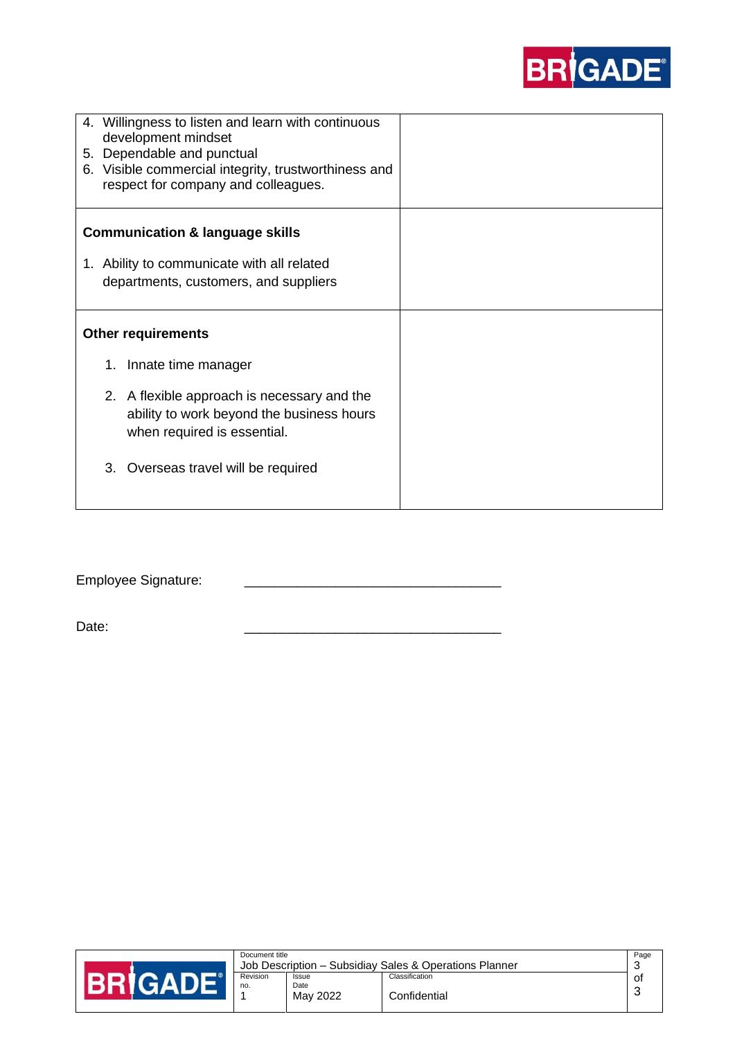| | |
|---|---|
| 4. Willingness to listen and learn with continuous development mindset<br>5. Dependable and punctual<br>6. Visible commercial integrity, trustworthiness and respect for company and colleagues. | |
| **Communication & language skills**<br><br>1. Ability to communicate with all related departments, customers, and suppliers | |
| **Other requirements**<br><br>1. Innate time manager<br><br>2. A flexible approach is necessary and the ability to work beyond the business hours when required is essential.<br><br>3. Overseas travel will be required | |

Employee Signature: ___________________________________

Date: ___________________________________